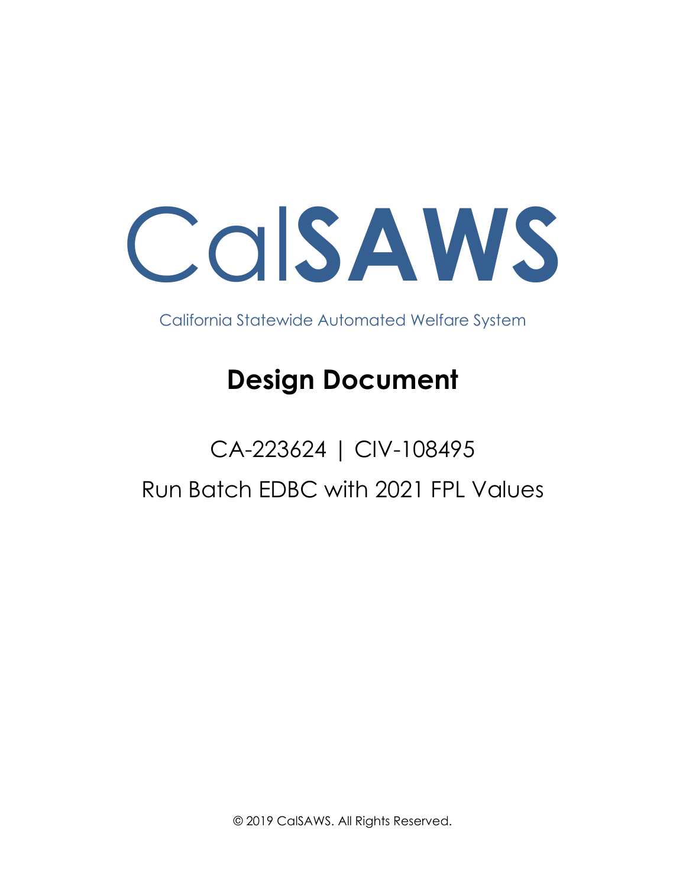# CalSAWS

California Statewide Automated Welfare System

# Design Document

CA-223624 | CIV-108495

Run Batch EDBC with 2021 FPL Values

© 2019 CalSAWS. All Rights Reserved.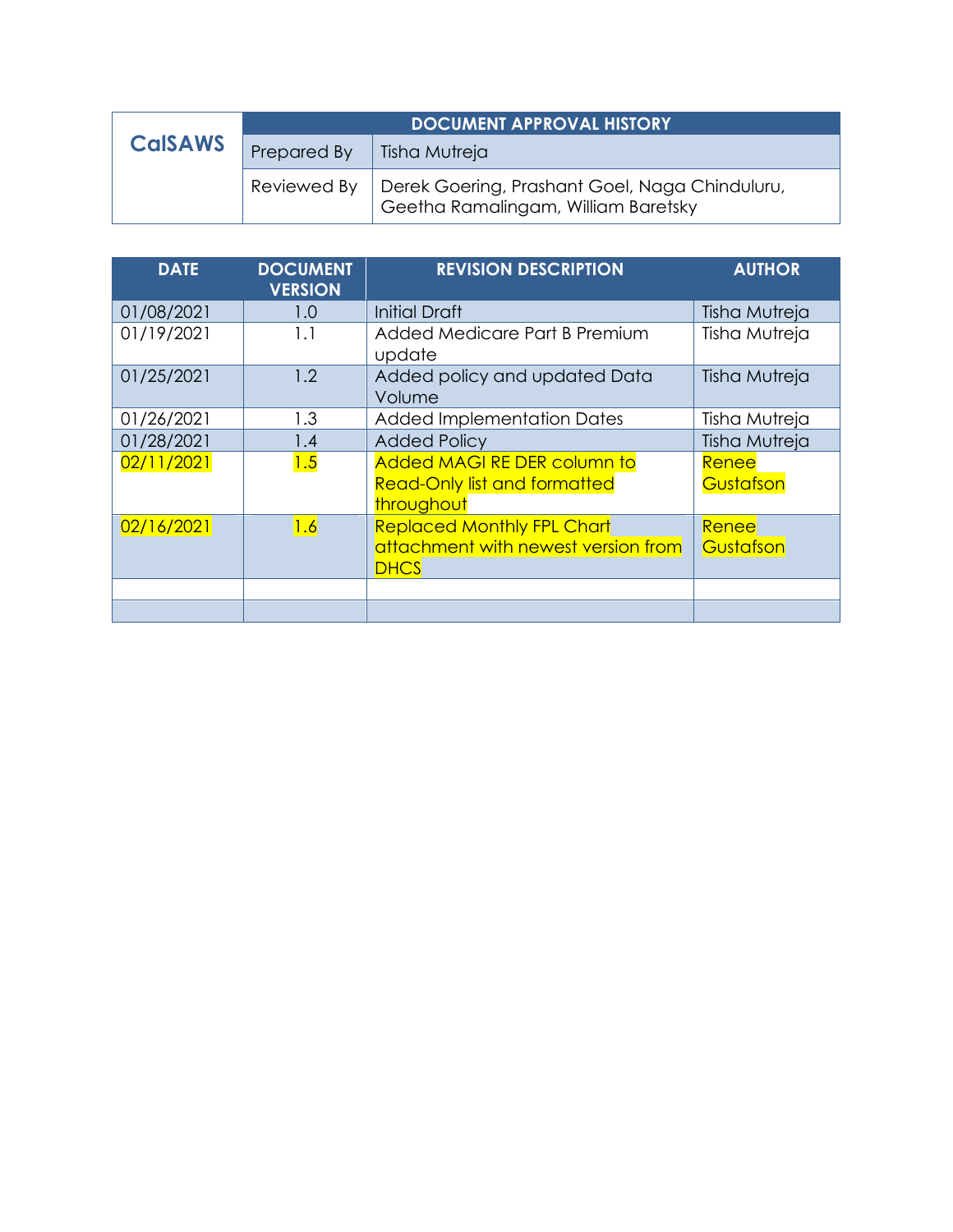| CalSAWS | DOCUMENT APPROVAL HISTORY | |
|---|---|---|
| | Prepared By | Tisha Mutreja |
| | Reviewed By | Derek Goering, Prashant Goel, Naga Chinduluru, Geetha Ramalingam, William Baretsky |

| DATE | DOCUMENT VERSION | REVISION DESCRIPTION | AUTHOR |
|---|---|---|---|
| 01/08/2021 | 1.0 | Initial Draft | Tisha Mutreja |
| 01/19/2021 | 1.1 | Added Medicare Part B Premium update | Tisha Mutreja |
| 01/25/2021 | 1.2 | Added policy and updated Data Volume | Tisha Mutreja |
| 01/26/2021 | 1.3 | Added Implementation Dates | Tisha Mutreja |
| 01/28/2021 | 1.4 | Added Policy | Tisha Mutreja |
| 02/11/2021 | 1.5 | Added MAGI RE DER column to Read-Only list and formatted throughout | Renee Gustafson |
| 02/16/2021 | 1.6 | Replaced Monthly FPL Chart attachment with newest version from DHCS | Renee Gustafson |
| | | | |
| | | | |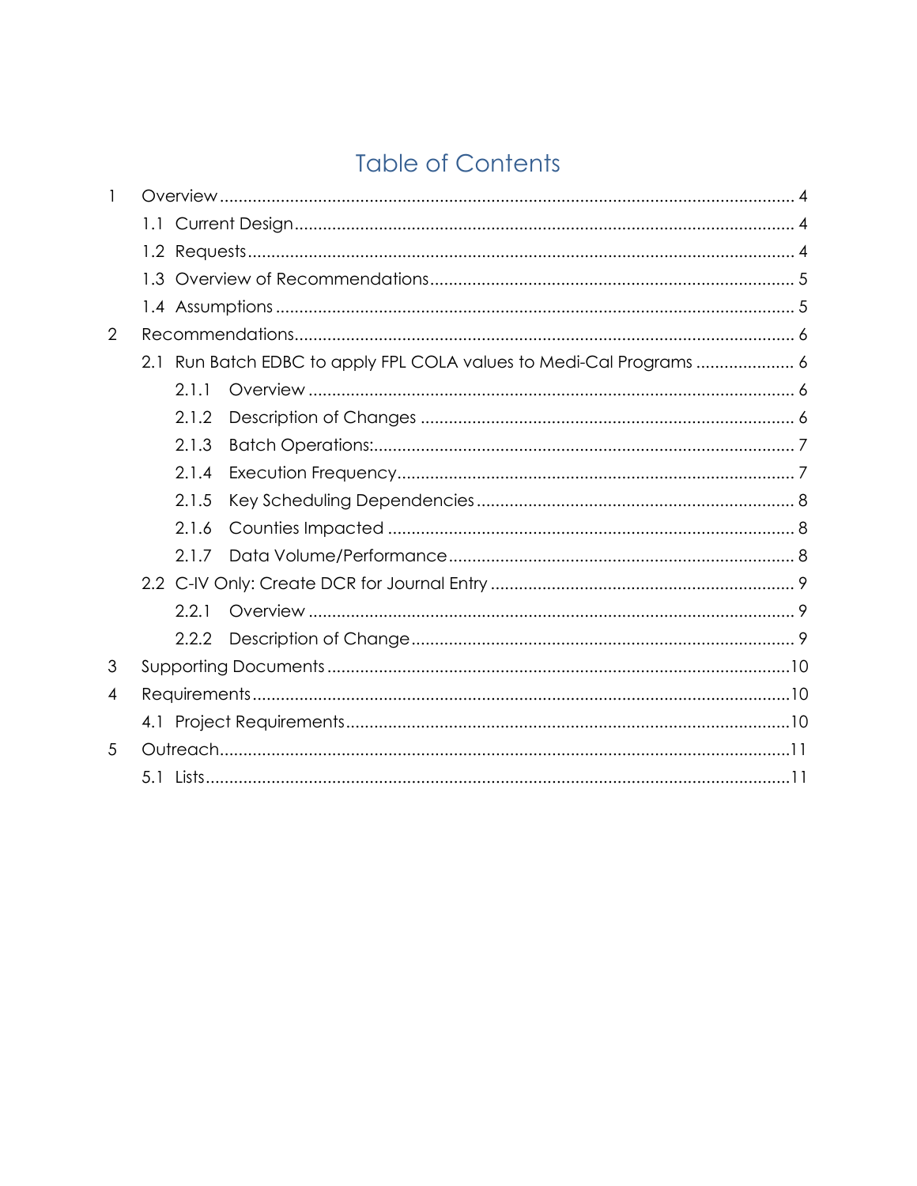# Table of Contents

1 Overview .......... 4

- 1.1 Current Design .......... 4
- 1.2 Requests .......... 4
- 1.3 Overview of Recommendations .......... 5
- 1.4 Assumptions .......... 5

2 Recommendations .......... 6

- 2.1 Run Batch EDBC to apply FPL COLA values to Medi-Cal Programs .......... 6
  - 2.1.1 Overview .......... 6
  - 2.1.2 Description of Changes .......... 6
  - 2.1.3 Batch Operations: .......... 7
  - 2.1.4 Execution Frequency .......... 7
  - 2.1.5 Key Scheduling Dependencies .......... 8
  - 2.1.6 Counties Impacted .......... 8
  - 2.1.7 Data Volume/Performance .......... 8
- 2.2 C-IV Only: Create DCR for Journal Entry .......... 9
  - 2.2.1 Overview .......... 9
  - 2.2.2 Description of Change .......... 9

3 Supporting Documents .......... 10

4 Requirements .......... 10

- 4.1 Project Requirements .......... 10

5 Outreach .......... 11

- 5.1 Lists .......... 11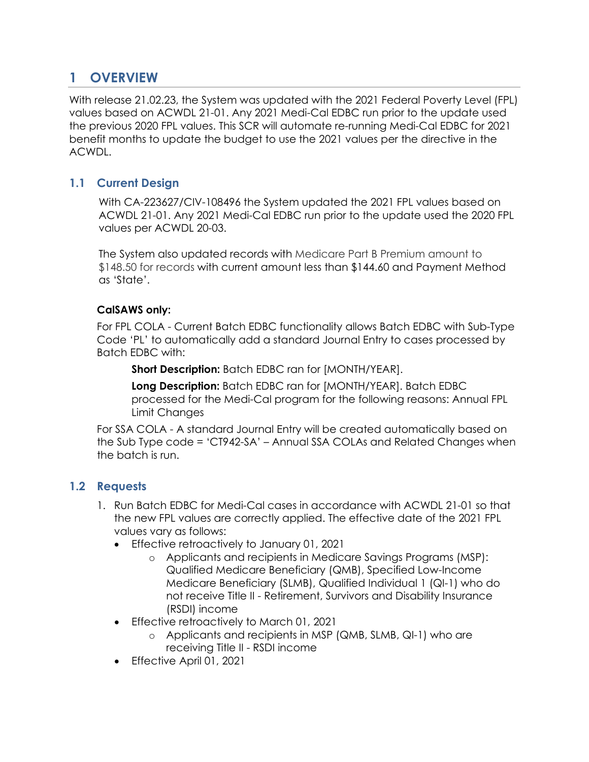# 1 OVERVIEW

With release 21.02.23, the System was updated with the 2021 Federal Poverty Level (FPL) values based on ACWDL 21-01. Any 2021 Medi-Cal EDBC run prior to the update used the previous 2020 FPL values. This SCR will automate re-running Medi-Cal EDBC for 2021 benefit months to update the budget to use the 2021 values per the directive in the ACWDL.

## 1.1 Current Design

With CA-223627/CIV-108496 the System updated the 2021 FPL values based on ACWDL 21-01. Any 2021 Medi-Cal EDBC run prior to the update used the 2020 FPL values per ACWDL 20-03.

The System also updated records with Medicare Part B Premium amount to $148.50 for records with current amount less than $144.60 and Payment Method as 'State'.

**CalSAWS only:**

For FPL COLA - Current Batch EDBC functionality allows Batch EDBC with Sub-Type Code 'PL' to automatically add a standard Journal Entry to cases processed by Batch EDBC with:

**Short Description:** Batch EDBC ran for [MONTH/YEAR].

**Long Description:** Batch EDBC ran for [MONTH/YEAR]. Batch EDBC processed for the Medi-Cal program for the following reasons: Annual FPL Limit Changes

For SSA COLA - A standard Journal Entry will be created automatically based on the Sub Type code = 'CT942-SA' – Annual SSA COLAs and Related Changes when the batch is run.

## 1.2 Requests

1. Run Batch EDBC for Medi-Cal cases in accordance with ACWDL 21-01 so that the new FPL values are correctly applied. The effective date of the 2021 FPL values vary as follows:
   - Effective retroactively to January 01, 2021
     - Applicants and recipients in Medicare Savings Programs (MSP): Qualified Medicare Beneficiary (QMB), Specified Low-Income Medicare Beneficiary (SLMB), Qualified Individual 1 (QI-1) who do not receive Title II - Retirement, Survivors and Disability Insurance (RSDI) income
   - Effective retroactively to March 01, 2021
     - Applicants and recipients in MSP (QMB, SLMB, QI-1) who are receiving Title II - RSDI income
   - Effective April 01, 2021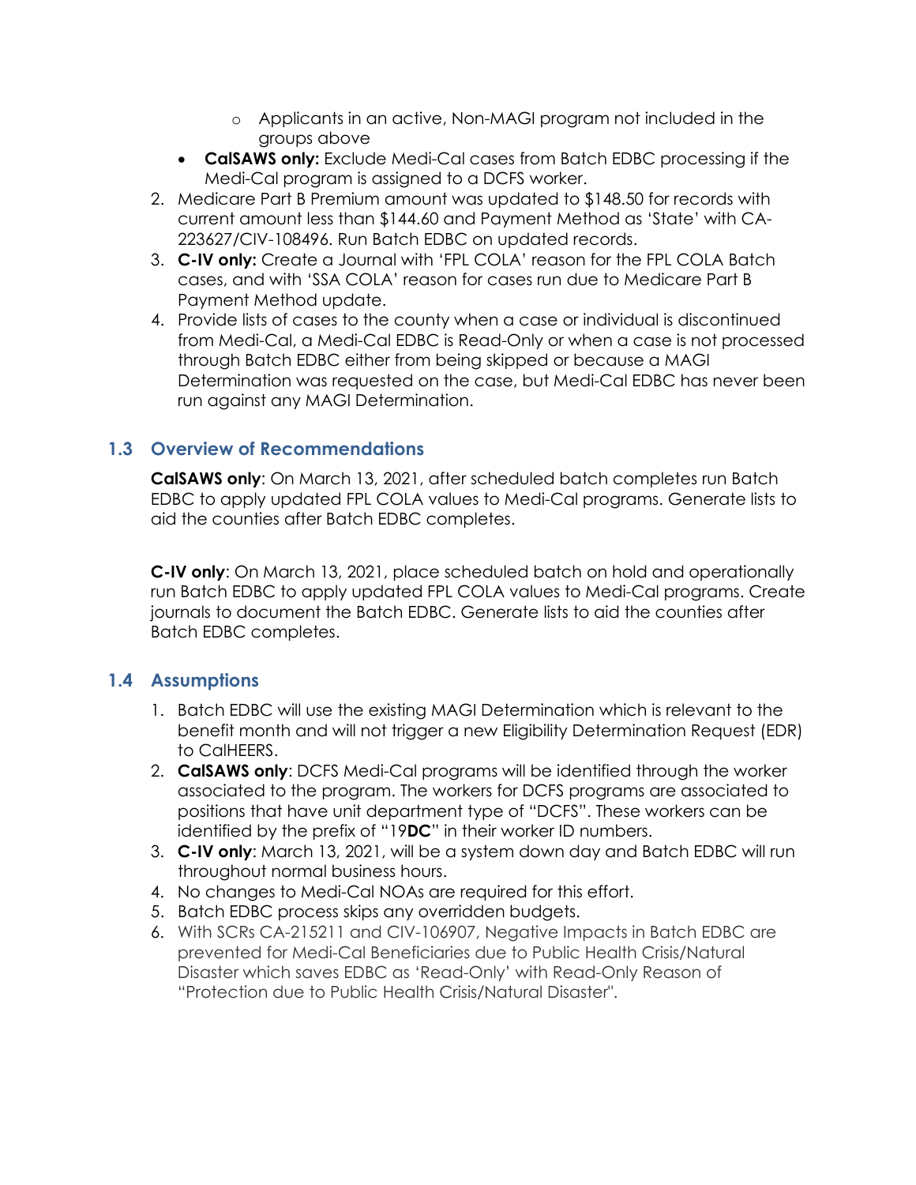- Applicants in an active, Non-MAGI program not included in the groups above
- **CalSAWS only:** Exclude Medi-Cal cases from Batch EDBC processing if the Medi-Cal program is assigned to a DCFS worker.

2. Medicare Part B Premium amount was updated to $148.50 for records with current amount less than $144.60 and Payment Method as 'State' with CA-223627/CIV-108496. Run Batch EDBC on updated records.
3. **C-IV only:** Create a Journal with 'FPL COLA' reason for the FPL COLA Batch cases, and with 'SSA COLA' reason for cases run due to Medicare Part B Payment Method update.
4. Provide lists of cases to the county when a case or individual is discontinued from Medi-Cal, a Medi-Cal EDBC is Read-Only or when a case is not processed through Batch EDBC either from being skipped or because a MAGI Determination was requested on the case, but Medi-Cal EDBC has never been run against any MAGI Determination.

## 1.3 Overview of Recommendations

**CalSAWS only**: On March 13, 2021, after scheduled batch completes run Batch EDBC to apply updated FPL COLA values to Medi-Cal programs. Generate lists to aid the counties after Batch EDBC completes.

**C-IV only**: On March 13, 2021, place scheduled batch on hold and operationally run Batch EDBC to apply updated FPL COLA values to Medi-Cal programs. Create journals to document the Batch EDBC. Generate lists to aid the counties after Batch EDBC completes.

## 1.4 Assumptions

1. Batch EDBC will use the existing MAGI Determination which is relevant to the benefit month and will not trigger a new Eligibility Determination Request (EDR) to CalHEERS.
2. **CalSAWS only**: DCFS Medi-Cal programs will be identified through the worker associated to the program. The workers for DCFS programs are associated to positions that have unit department type of "DCFS". These workers can be identified by the prefix of "19**DC**" in their worker ID numbers.
3. **C-IV only**: March 13, 2021, will be a system down day and Batch EDBC will run throughout normal business hours.
4. No changes to Medi-Cal NOAs are required for this effort.
5. Batch EDBC process skips any overridden budgets.
6. With SCRs CA-215211 and CIV-106907, Negative Impacts in Batch EDBC are prevented for Medi-Cal Beneficiaries due to Public Health Crisis/Natural Disaster which saves EDBC as 'Read-Only' with Read-Only Reason of "Protection due to Public Health Crisis/Natural Disaster".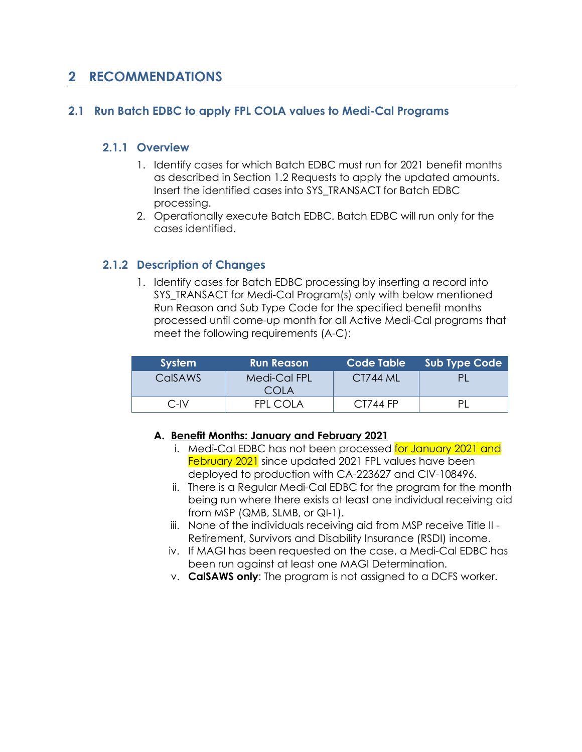# 2 RECOMMENDATIONS

## 2.1 Run Batch EDBC to apply FPL COLA values to Medi-Cal Programs

### 2.1.1 Overview

1. Identify cases for which Batch EDBC must run for 2021 benefit months as described in Section 1.2 Requests to apply the updated amounts. Insert the identified cases into SYS_TRANSACT for Batch EDBC processing.
2. Operationally execute Batch EDBC. Batch EDBC will run only for the cases identified.

### 2.1.2 Description of Changes

1. Identify cases for Batch EDBC processing by inserting a record into SYS_TRANSACT for Medi-Cal Program(s) only with below mentioned Run Reason and Sub Type Code for the specified benefit months processed until come-up month for all Active Medi-Cal programs that meet the following requirements (A-C):

| System | Run Reason | Code Table | Sub Type Code |
|---|---|---|---|
| CalSAWS | Medi-Cal FPL COLA | CT744 ML | PL |
| C-IV | FPL COLA | CT744 FP | PL |

**A. Benefit Months: January and February 2021**

i. Medi-Cal EDBC has not been processed for January 2021 and February 2021 since updated 2021 FPL values have been deployed to production with CA-223627 and CIV-108496.

ii. There is a Regular Medi-Cal EDBC for the program for the month being run where there exists at least one individual receiving aid from MSP (QMB, SLMB, or QI-1).

iii. None of the individuals receiving aid from MSP receive Title II - Retirement, Survivors and Disability Insurance (RSDI) income.

iv. If MAGI has been requested on the case, a Medi-Cal EDBC has been run against at least one MAGI Determination.

v. **CalSAWS only**: The program is not assigned to a DCFS worker.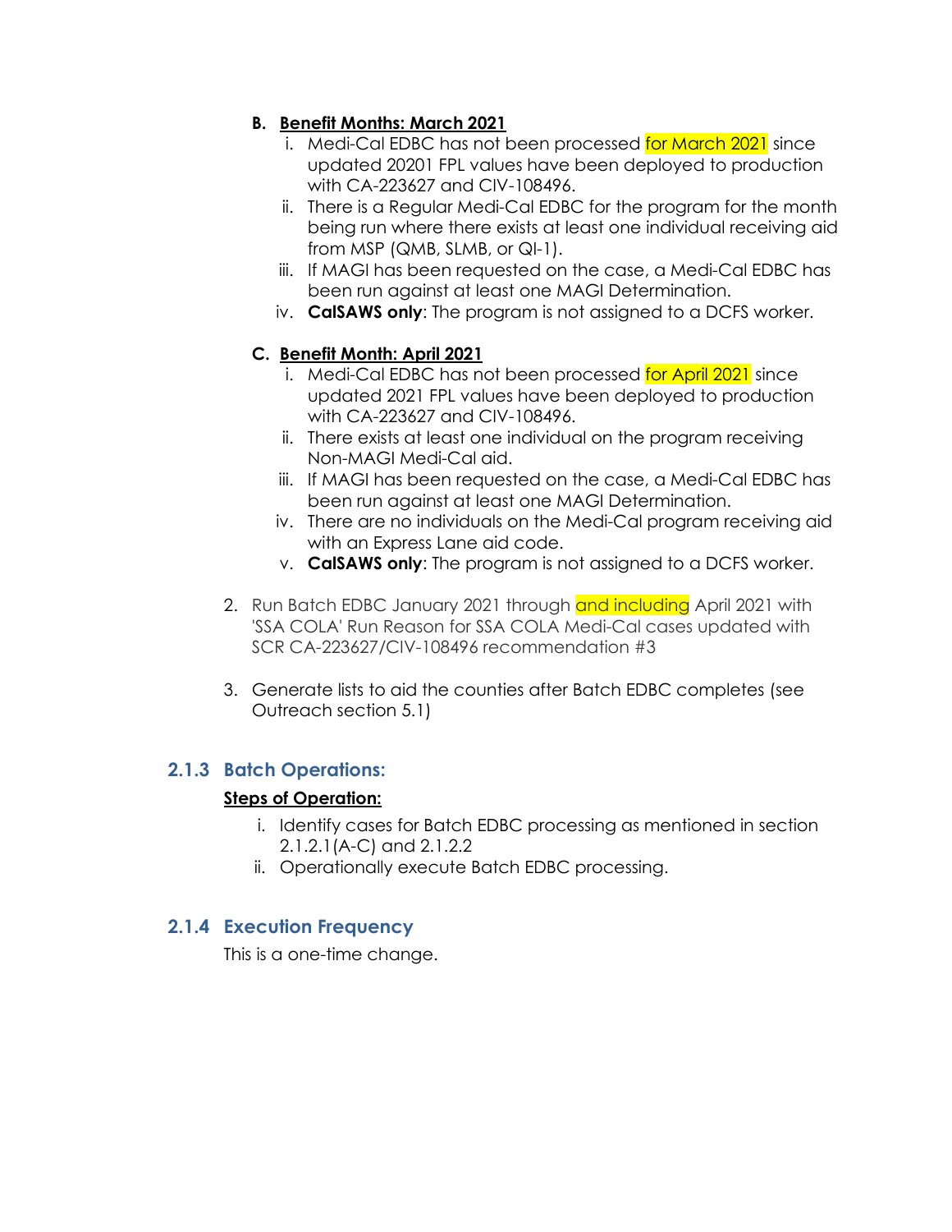**B. <u>Benefit Months: March 2021</u>**

i. Medi-Cal EDBC has not been processed for March 2021 since updated 20201 FPL values have been deployed to production with CA-223627 and CIV-108496.

ii. There is a Regular Medi-Cal EDBC for the program for the month being run where there exists at least one individual receiving aid from MSP (QMB, SLMB, or QI-1).

iii. If MAGI has been requested on the case, a Medi-Cal EDBC has been run against at least one MAGI Determination.

iv. **CalSAWS only**: The program is not assigned to a DCFS worker.

**C. <u>Benefit Month: April 2021</u>**

i. Medi-Cal EDBC has not been processed for April 2021 since updated 2021 FPL values have been deployed to production with CA-223627 and CIV-108496.

ii. There exists at least one individual on the program receiving Non-MAGI Medi-Cal aid.

iii. If MAGI has been requested on the case, a Medi-Cal EDBC has been run against at least one MAGI Determination.

iv. There are no individuals on the Medi-Cal program receiving aid with an Express Lane aid code.

v. **CalSAWS only**: The program is not assigned to a DCFS worker.

2. Run Batch EDBC January 2021 through and including April 2021 with 'SSA COLA' Run Reason for SSA COLA Medi-Cal cases updated with SCR CA-223627/CIV-108496 recommendation #3

3. Generate lists to aid the counties after Batch EDBC completes (see Outreach section 5.1)

### 2.1.3 Batch Operations:

**<u>Steps of Operation:</u>**

i. Identify cases for Batch EDBC processing as mentioned in section 2.1.2.1(A-C) and 2.1.2.2

ii. Operationally execute Batch EDBC processing.

### 2.1.4 Execution Frequency

This is a one-time change.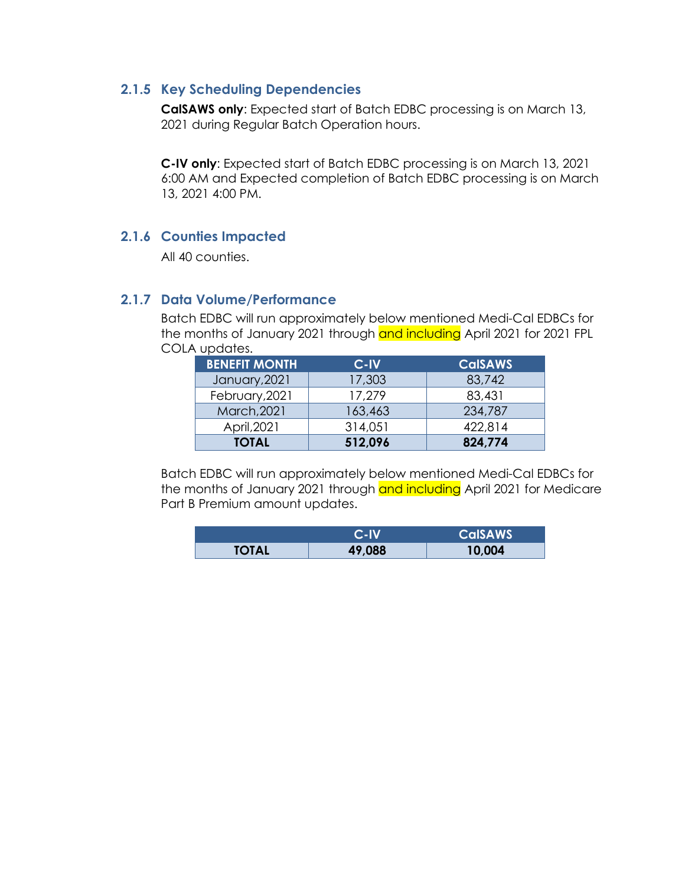### 2.1.5 Key Scheduling Dependencies

**CalSAWS only**: Expected start of Batch EDBC processing is on March 13, 2021 during Regular Batch Operation hours.

**C-IV only**: Expected start of Batch EDBC processing is on March 13, 2021 6:00 AM and Expected completion of Batch EDBC processing is on March 13, 2021 4:00 PM.

### 2.1.6 Counties Impacted

All 40 counties.

### 2.1.7 Data Volume/Performance

Batch EDBC will run approximately below mentioned Medi-Cal EDBCs for the months of January 2021 through and including April 2021 for 2021 FPL COLA updates.

| BENEFIT MONTH | C-IV | CalSAWS |
|---|---|---|
| January,2021 | 17,303 | 83,742 |
| February,2021 | 17,279 | 83,431 |
| March,2021 | 163,463 | 234,787 |
| April,2021 | 314,051 | 422,814 |
| **TOTAL** | **512,096** | **824,774** |

Batch EDBC will run approximately below mentioned Medi-Cal EDBCs for the months of January 2021 through and including April 2021 for Medicare Part B Premium amount updates.

| | C-IV | CalSAWS |
|---|---|---|
| **TOTAL** | **49,088** | **10,004** |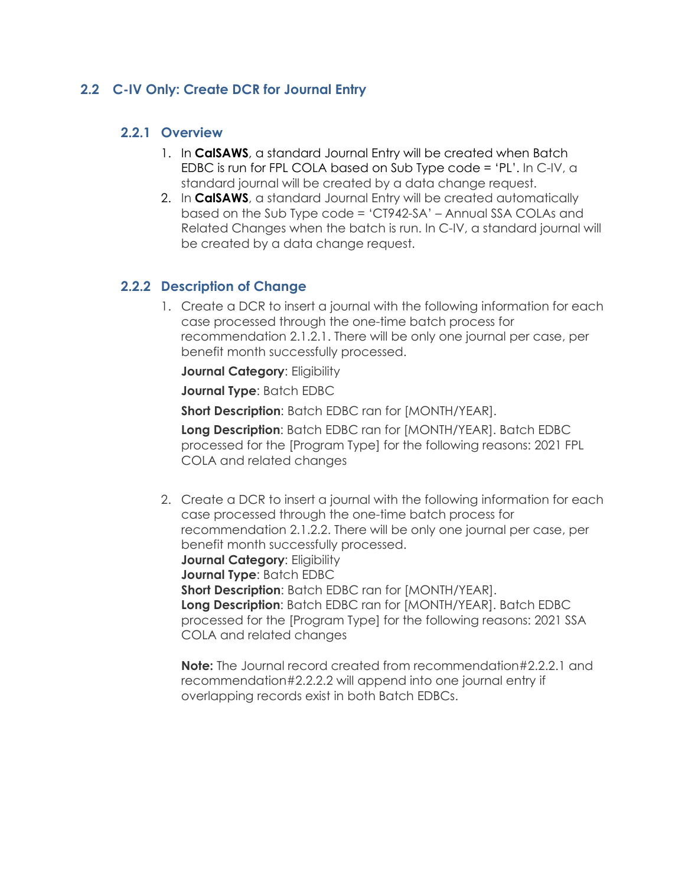## 2.2 C-IV Only: Create DCR for Journal Entry

### 2.2.1 Overview

1. In **CalSAWS**, a standard Journal Entry will be created when Batch EDBC is run for FPL COLA based on Sub Type code = 'PL'. In C-IV, a standard journal will be created by a data change request.
2. In **CalSAWS**, a standard Journal Entry will be created automatically based on the Sub Type code = 'CT942-SA' – Annual SSA COLAs and Related Changes when the batch is run. In C-IV, a standard journal will be created by a data change request.

### 2.2.2 Description of Change

1. Create a DCR to insert a journal with the following information for each case processed through the one-time batch process for recommendation 2.1.2.1. There will be only one journal per case, per benefit month successfully processed.

   **Journal Category**: Eligibility

   **Journal Type**: Batch EDBC

   **Short Description**: Batch EDBC ran for [MONTH/YEAR].

   **Long Description**: Batch EDBC ran for [MONTH/YEAR]. Batch EDBC processed for the [Program Type] for the following reasons: 2021 FPL COLA and related changes

2. Create a DCR to insert a journal with the following information for each case processed through the one-time batch process for recommendation 2.1.2.2. There will be only one journal per case, per benefit month successfully processed.
   **Journal Category**: Eligibility
   **Journal Type**: Batch EDBC
   **Short Description**: Batch EDBC ran for [MONTH/YEAR].
   **Long Description**: Batch EDBC ran for [MONTH/YEAR]. Batch EDBC processed for the [Program Type] for the following reasons: 2021 SSA COLA and related changes

   **Note:** The Journal record created from recommendation#2.2.2.1 and recommendation#2.2.2.2 will append into one journal entry if overlapping records exist in both Batch EDBCs.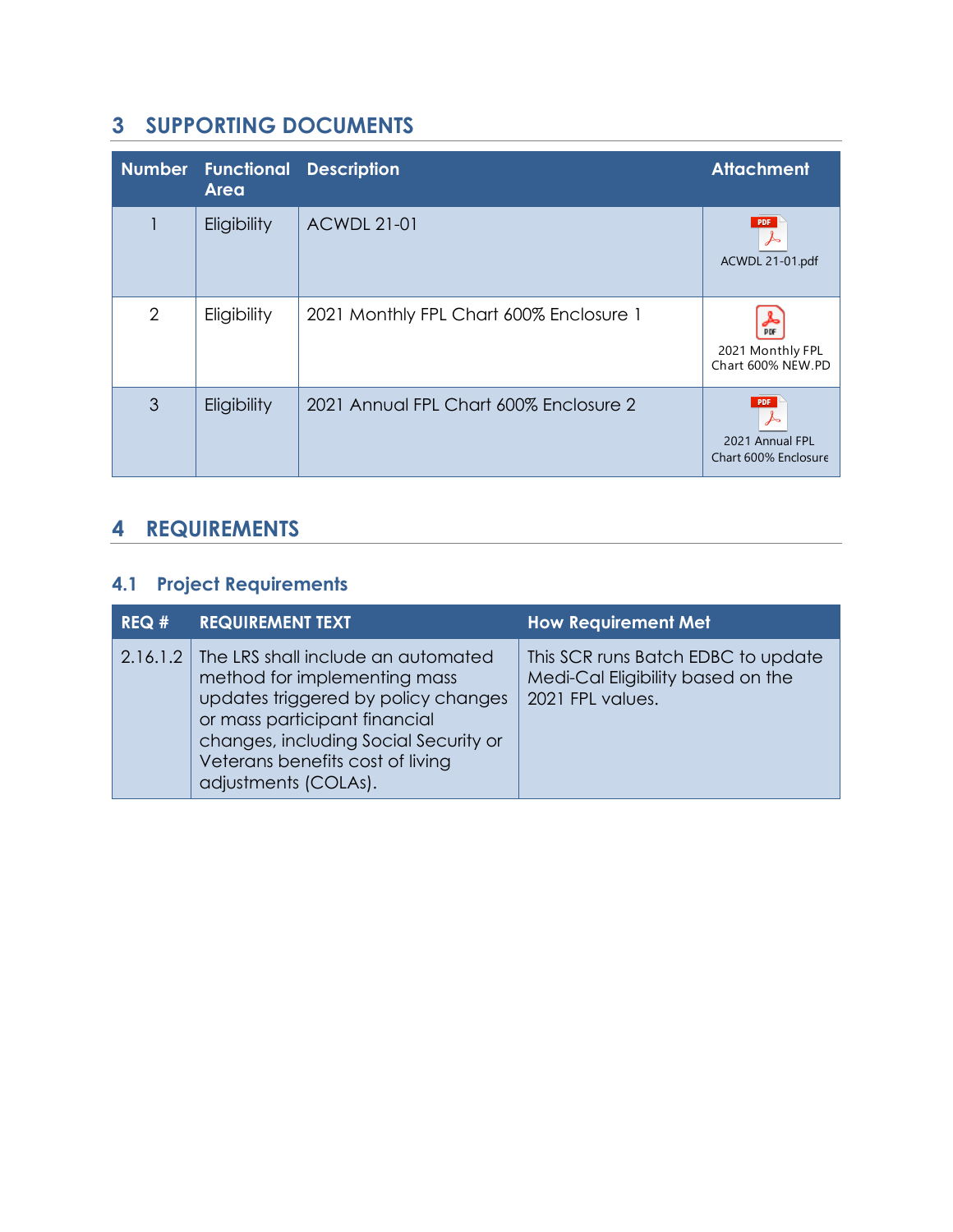## 3 SUPPORTING DOCUMENTS

| Number | Functional Area | Description | Attachment |
|---|---|---|---|
| 1 | Eligibility | ACWDL 21-01 | ACWDL 21-01.pdf |
| 2 | Eligibility | 2021 Monthly FPL Chart 600% Enclosure 1 | 2021 Monthly FPL Chart 600% NEW.PD |
| 3 | Eligibility | 2021 Annual FPL Chart 600% Enclosure 2 | 2021 Annual FPL Chart 600% Enclosure |

## 4 REQUIREMENTS

### 4.1 Project Requirements

| REQ # | REQUIREMENT TEXT | How Requirement Met |
|---|---|---|
| 2.16.1.2 | The LRS shall include an automated method for implementing mass updates triggered by policy changes or mass participant financial changes, including Social Security or Veterans benefits cost of living adjustments (COLAs). | This SCR runs Batch EDBC to update Medi-Cal Eligibility based on the 2021 FPL values. |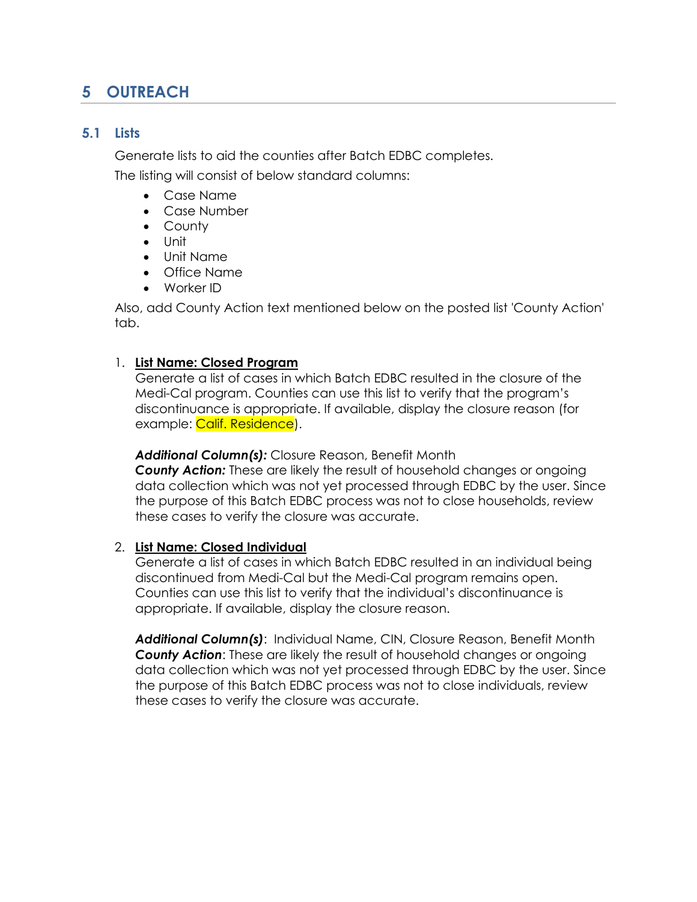# 5 OUTREACH

## 5.1 Lists

Generate lists to aid the counties after Batch EDBC completes.

The listing will consist of below standard columns:

- Case Name
- Case Number
- County
- Unit
- Unit Name
- Office Name
- Worker ID

Also, add County Action text mentioned below on the posted list 'County Action' tab.

1. **List Name: Closed Program**

   Generate a list of cases in which Batch EDBC resulted in the closure of the Medi-Cal program. Counties can use this list to verify that the program's discontinuance is appropriate. If available, display the closure reason (for example: Calif. Residence).

   ***Additional Column(s):*** Closure Reason, Benefit Month
   ***County Action:*** These are likely the result of household changes or ongoing data collection which was not yet processed through EDBC by the user. Since the purpose of this Batch EDBC process was not to close households, review these cases to verify the closure was accurate.

2. **List Name: Closed Individual**

   Generate a list of cases in which Batch EDBC resulted in an individual being discontinued from Medi-Cal but the Medi-Cal program remains open. Counties can use this list to verify that the individual's discontinuance is appropriate. If available, display the closure reason.

   ***Additional Column(s)***: Individual Name, CIN, Closure Reason, Benefit Month
   ***County Action***: These are likely the result of household changes or ongoing data collection which was not yet processed through EDBC by the user. Since the purpose of this Batch EDBC process was not to close individuals, review these cases to verify the closure was accurate.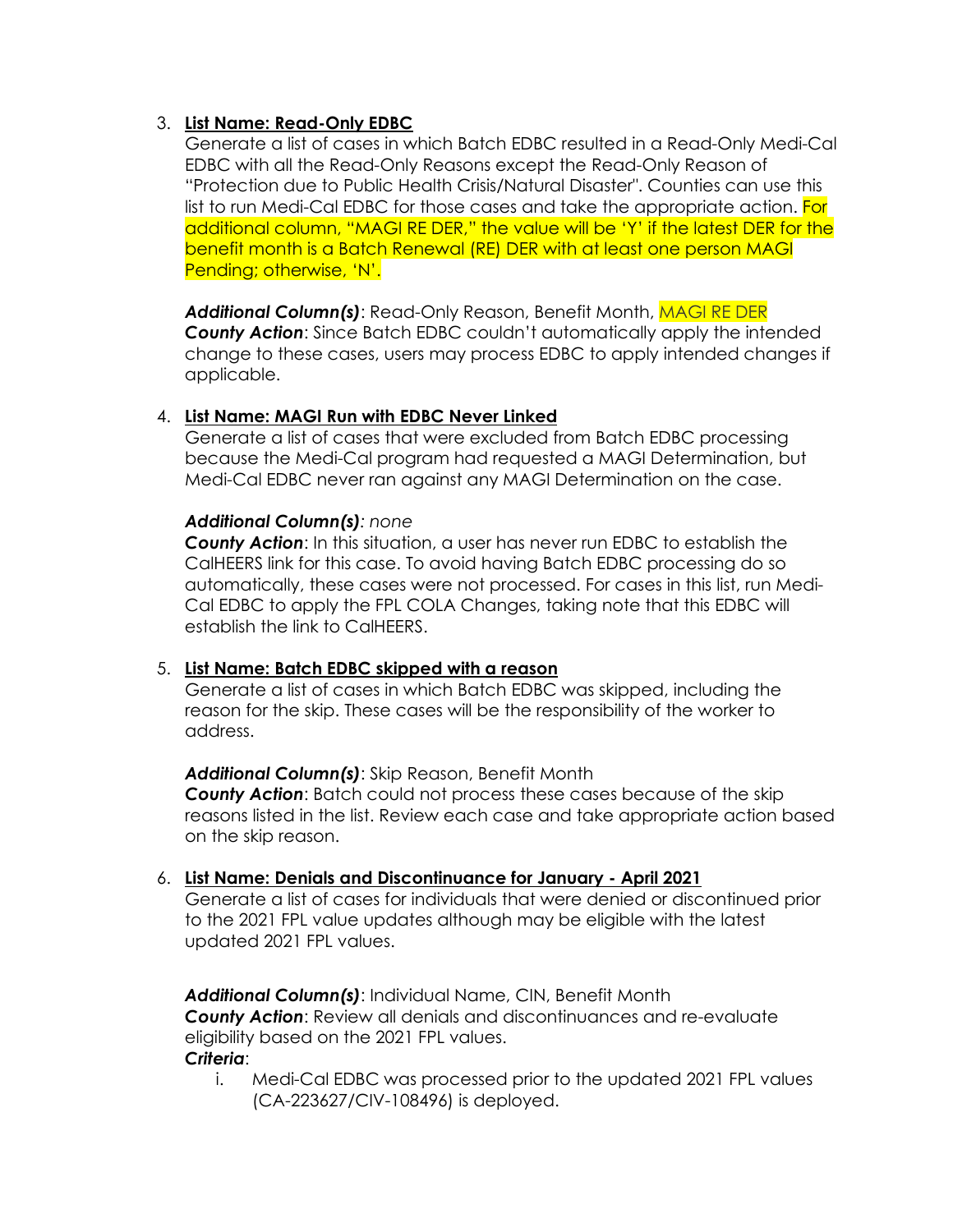3. **List Name: Read-Only EDBC**

   Generate a list of cases in which Batch EDBC resulted in a Read-Only Medi-Cal EDBC with all the Read-Only Reasons except the Read-Only Reason of "Protection due to Public Health Crisis/Natural Disaster". Counties can use this list to run Medi-Cal EDBC for those cases and take the appropriate action. For additional column, "MAGI RE DER," the value will be 'Y' if the latest DER for the benefit month is a Batch Renewal (RE) DER with at least one person MAGI Pending; otherwise, 'N'.

   ***Additional Column(s)***: Read-Only Reason, Benefit Month, MAGI RE DER
   ***County Action***: Since Batch EDBC couldn't automatically apply the intended change to these cases, users may process EDBC to apply intended changes if applicable.

4. **List Name: MAGI Run with EDBC Never Linked**

   Generate a list of cases that were excluded from Batch EDBC processing because the Medi-Cal program had requested a MAGI Determination, but Medi-Cal EDBC never ran against any MAGI Determination on the case.

   ***Additional Column(s)****: none*
   ***County Action***: In this situation, a user has never run EDBC to establish the CalHEERS link for this case. To avoid having Batch EDBC processing do so automatically, these cases were not processed. For cases in this list, run Medi-Cal EDBC to apply the FPL COLA Changes, taking note that this EDBC will establish the link to CalHEERS.

5. **List Name: Batch EDBC skipped with a reason**

   Generate a list of cases in which Batch EDBC was skipped, including the reason for the skip. These cases will be the responsibility of the worker to address.

   ***Additional Column(s)***: Skip Reason, Benefit Month
   ***County Action***: Batch could not process these cases because of the skip reasons listed in the list. Review each case and take appropriate action based on the skip reason.

6. **List Name: Denials and Discontinuance for January - April 2021**

   Generate a list of cases for individuals that were denied or discontinued prior to the 2021 FPL value updates although may be eligible with the latest updated 2021 FPL values.

   ***Additional Column(s)***: Individual Name, CIN, Benefit Month
   ***County Action***: Review all denials and discontinuances and re-evaluate eligibility based on the 2021 FPL values.
   ***Criteria***:

   i. Medi-Cal EDBC was processed prior to the updated 2021 FPL values (CA-223627/CIV-108496) is deployed.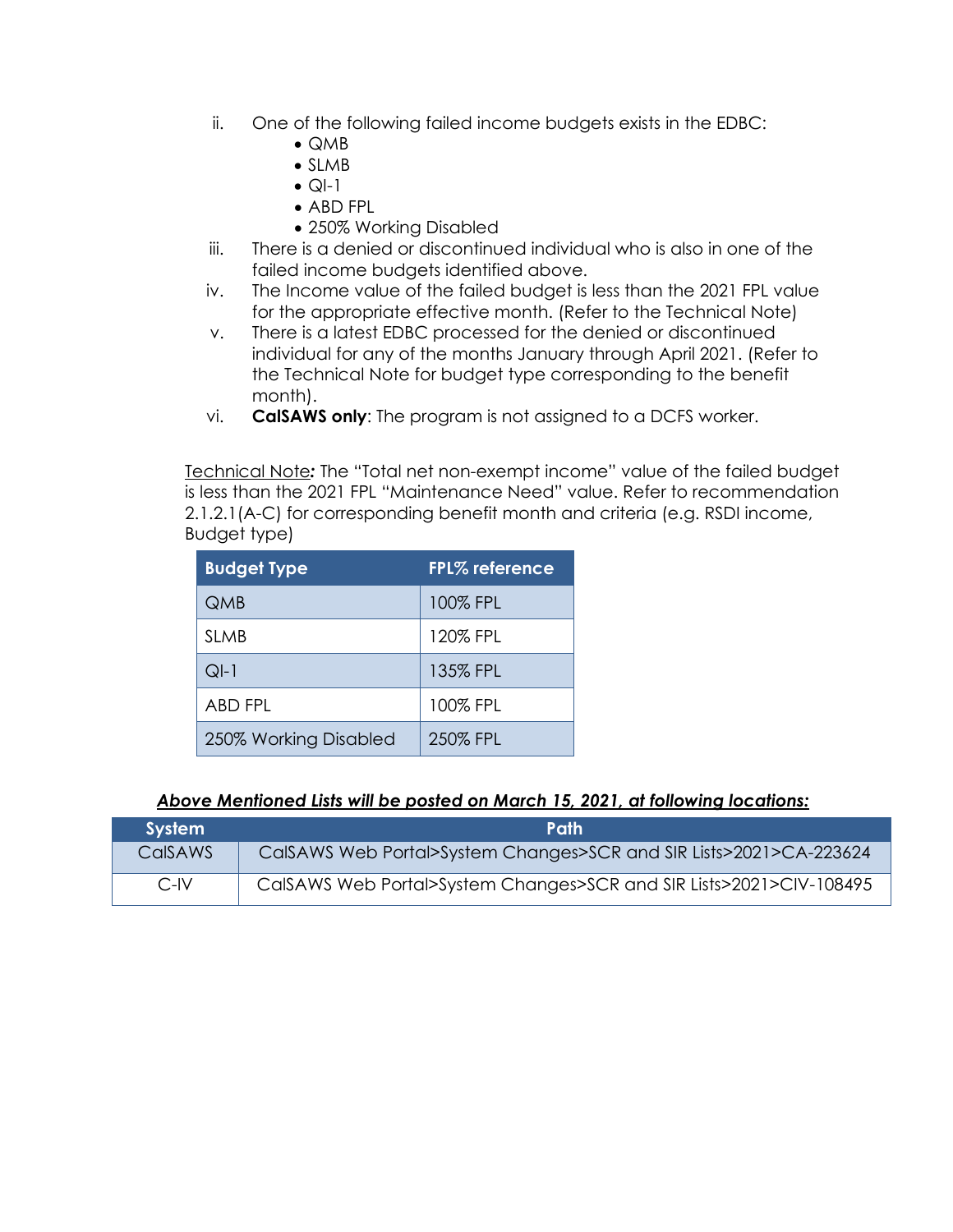ii. One of the following failed income budgets exists in the EDBC:
   - QMB
   - SLMB
   - QI-1
   - ABD FPL
   - 250% Working Disabled

iii. There is a denied or discontinued individual who is also in one of the failed income budgets identified above.

iv. The Income value of the failed budget is less than the 2021 FPL value for the appropriate effective month. (Refer to the Technical Note)

v. There is a latest EDBC processed for the denied or discontinued individual for any of the months January through April 2021. (Refer to the Technical Note for budget type corresponding to the benefit month).

vi. **CalSAWS only**: The program is not assigned to a DCFS worker.

<u>Technical Note</u>***:*** The "Total net non-exempt income" value of the failed budget is less than the 2021 FPL "Maintenance Need" value. Refer to recommendation 2.1.2.1(A-C) for corresponding benefit month and criteria (e.g. RSDI income, Budget type)

| Budget Type | FPL% reference |
|---|---|
| QMB | 100% FPL |
| SLMB | 120% FPL |
| QI-1 | 135% FPL |
| ABD FPL | 100% FPL |
| 250% Working Disabled | 250% FPL |

***<u>Above Mentioned Lists will be posted on March 15, 2021, at following locations:</u>***

| System | Path |
|---|---|
| CalSAWS | CalSAWS Web Portal>System Changes>SCR and SIR Lists>2021>CA-223624 |
| C-IV | CalSAWS Web Portal>System Changes>SCR and SIR Lists>2021>CIV-108495 |